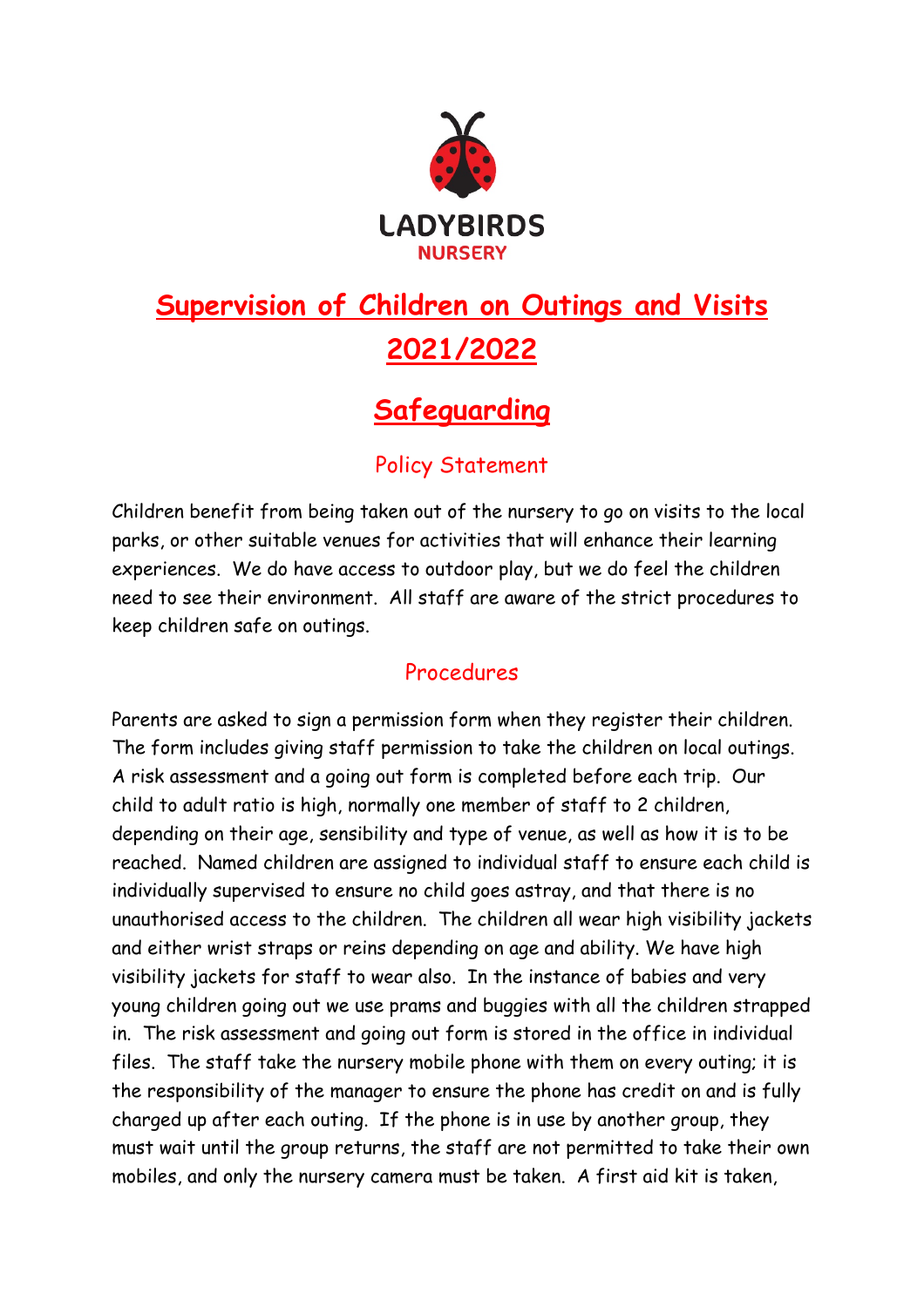LADYBIRDS
NURSERY

# Supervision of Children on Outings and Visits 2021/2022

# Safeguarding

## Policy Statement

Children benefit from being taken out of the nursery to go on visits to the local parks, or other suitable venues for activities that will enhance their learning experiences. We do have access to outdoor play, but we do feel the children need to see their environment. All staff are aware of the strict procedures to keep children safe on outings.

## Procedures

Parents are asked to sign a permission form when they register their children. The form includes giving staff permission to take the children on local outings. A risk assessment and a going out form is completed before each trip. Our child to adult ratio is high, normally one member of staff to 2 children, depending on their age, sensibility and type of venue, as well as how it is to be reached. Named children are assigned to individual staff to ensure each child is individually supervised to ensure no child goes astray, and that there is no unauthorised access to the children. The children all wear high visibility jackets and either wrist straps or reins depending on age and ability. We have high visibility jackets for staff to wear also. In the instance of babies and very young children going out we use prams and buggies with all the children strapped in. The risk assessment and going out form is stored in the office in individual files. The staff take the nursery mobile phone with them on every outing; it is the responsibility of the manager to ensure the phone has credit on and is fully charged up after each outing. If the phone is in use by another group, they must wait until the group returns, the staff are not permitted to take their own mobiles, and only the nursery camera must be taken. A first aid kit is taken,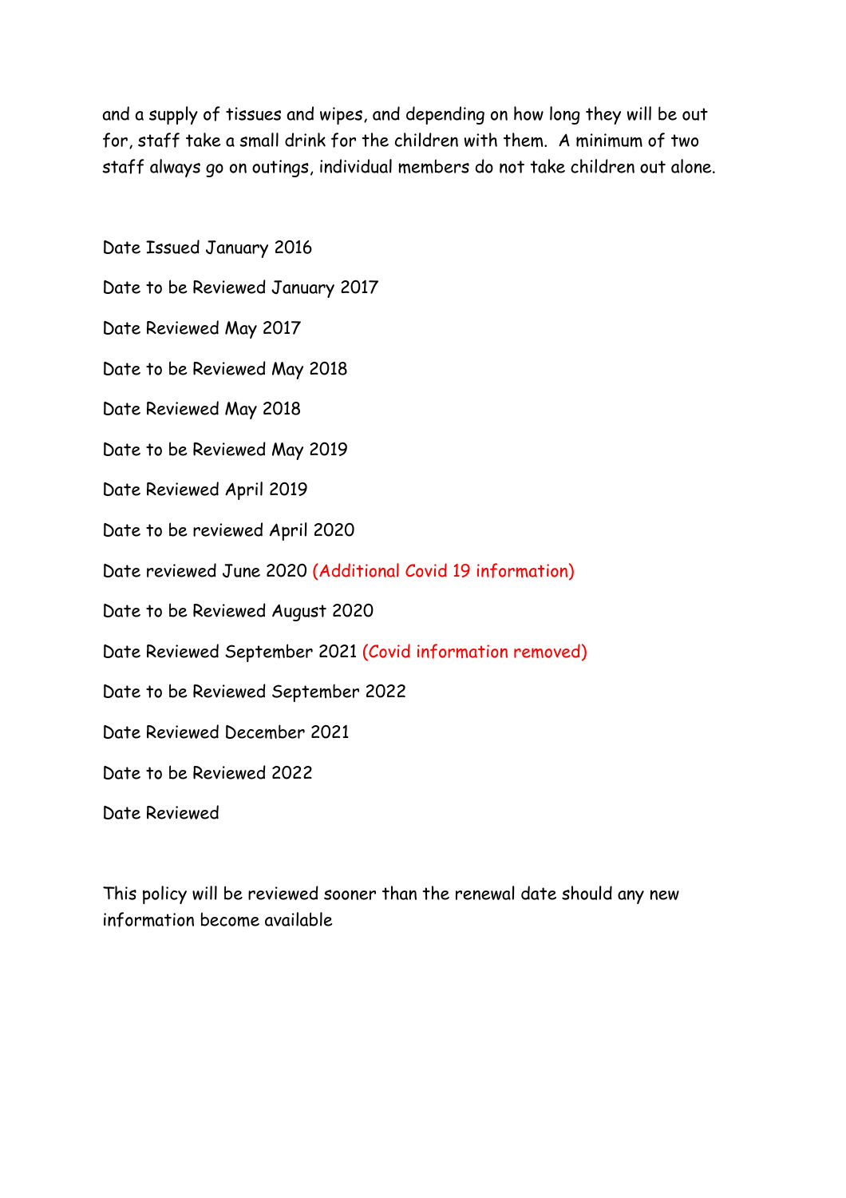and a supply of tissues and wipes, and depending on how long they will be out for, staff take a small drink for the children with them. A minimum of two staff always go on outings, individual members do not take children out alone.

Date Issued January 2016

Date to be Reviewed January 2017

Date Reviewed May 2017

Date to be Reviewed May 2018

Date Reviewed May 2018

Date to be Reviewed May 2019

Date Reviewed April 2019

Date to be reviewed April 2020

Date reviewed June 2020 (Additional Covid 19 information)

Date to be Reviewed August 2020

Date Reviewed September 2021 (Covid information removed)

Date to be Reviewed September 2022

Date Reviewed December 2021

Date to be Reviewed 2022

Date Reviewed

This policy will be reviewed sooner than the renewal date should any new information become available